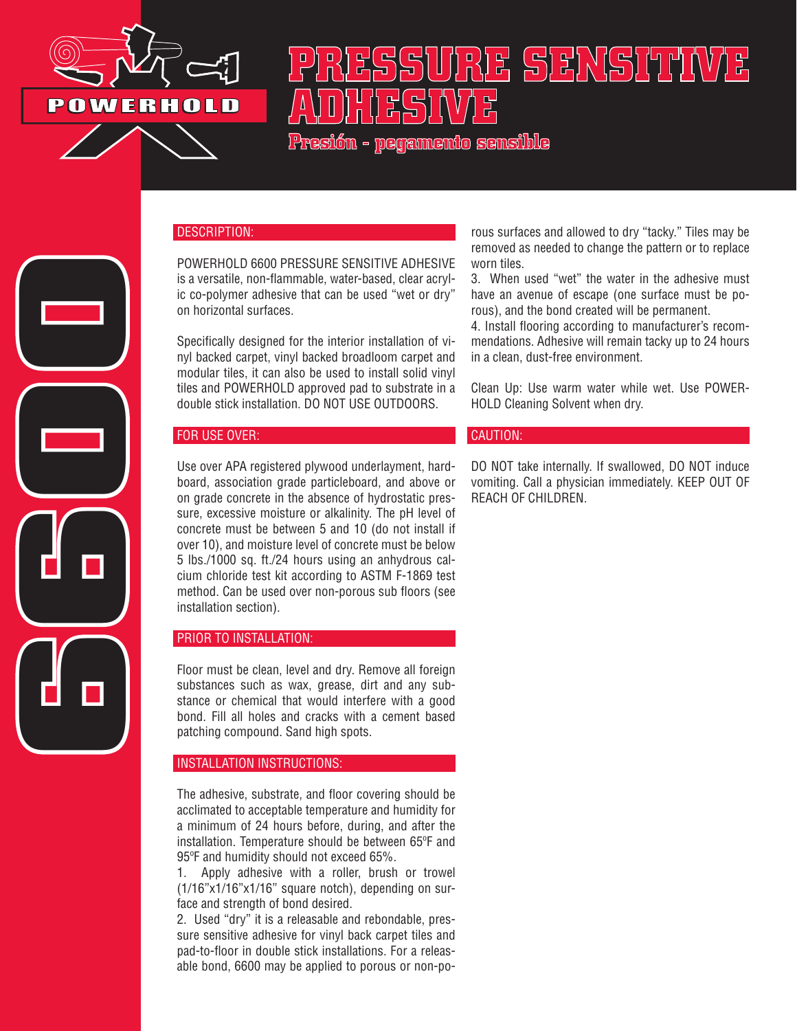POWERHOLD

# PRESSURE SENSITIVE ADHESIVE

## Presión - pegamento sensible

6600

### DESCRIPTION:

POWERHOLD 6600 PRESSURE SENSITIVE ADHESIVE is a versatile, non-flammable, water-based, clear acrylic co-polymer adhesive that can be used "wet or dry" on horizontal surfaces.

Specifically designed for the interior installation of vinyl backed carpet, vinyl backed broadloom carpet and modular tiles, it can also be used to install solid vinyl tiles and POWERHOLD approved pad to substrate in a double stick installation. DO NOT USE OUTDOORS.

### FOR USE OVER:

Use over APA registered plywood underlayment, hardboard, association grade particleboard, and above or on grade concrete in the absence of hydrostatic pressure, excessive moisture or alkalinity. The pH level of concrete must be between 5 and 10 (do not install if over 10), and moisture level of concrete must be below 5 lbs./1000 sq. ft./24 hours using an anhydrous calcium chloride test kit according to ASTM F-1869 test method. Can be used over non-porous sub floors (see installation section).

### PRIOR TO INSTALLATION:

Floor must be clean, level and dry. Remove all foreign substances such as wax, grease, dirt and any substance or chemical that would interfere with a good bond. Fill all holes and cracks with a cement based patching compound. Sand high spots.

### INSTALLATION INSTRUCTIONS:

The adhesive, substrate, and floor covering should be acclimated to acceptable temperature and humidity for a minimum of 24 hours before, during, and after the installation. Temperature should be between 65ºF and 95ºF and humidity should not exceed 65%.

1. Apply adhesive with a roller, brush or trowel (1/16"x1/16"x1/16" square notch), depending on surface and strength of bond desired.
2. Used "dry" it is a releasable and rebondable, pressure sensitive adhesive for vinyl back carpet tiles and pad-to-floor in double stick installations. For a releasable bond, 6600 may be applied to porous or non-porous surfaces and allowed to dry "tacky." Tiles may be removed as needed to change the pattern or to replace worn tiles.
3. When used "wet" the water in the adhesive must have an avenue of escape (one surface must be porous), and the bond created will be permanent.
4. Install flooring according to manufacturer's recommendations. Adhesive will remain tacky up to 24 hours in a clean, dust-free environment.

Clean Up: Use warm water while wet. Use POWERHOLD Cleaning Solvent when dry.

### CAUTION:

DO NOT take internally. If swallowed, DO NOT induce vomiting. Call a physician immediately. KEEP OUT OF REACH OF CHILDREN.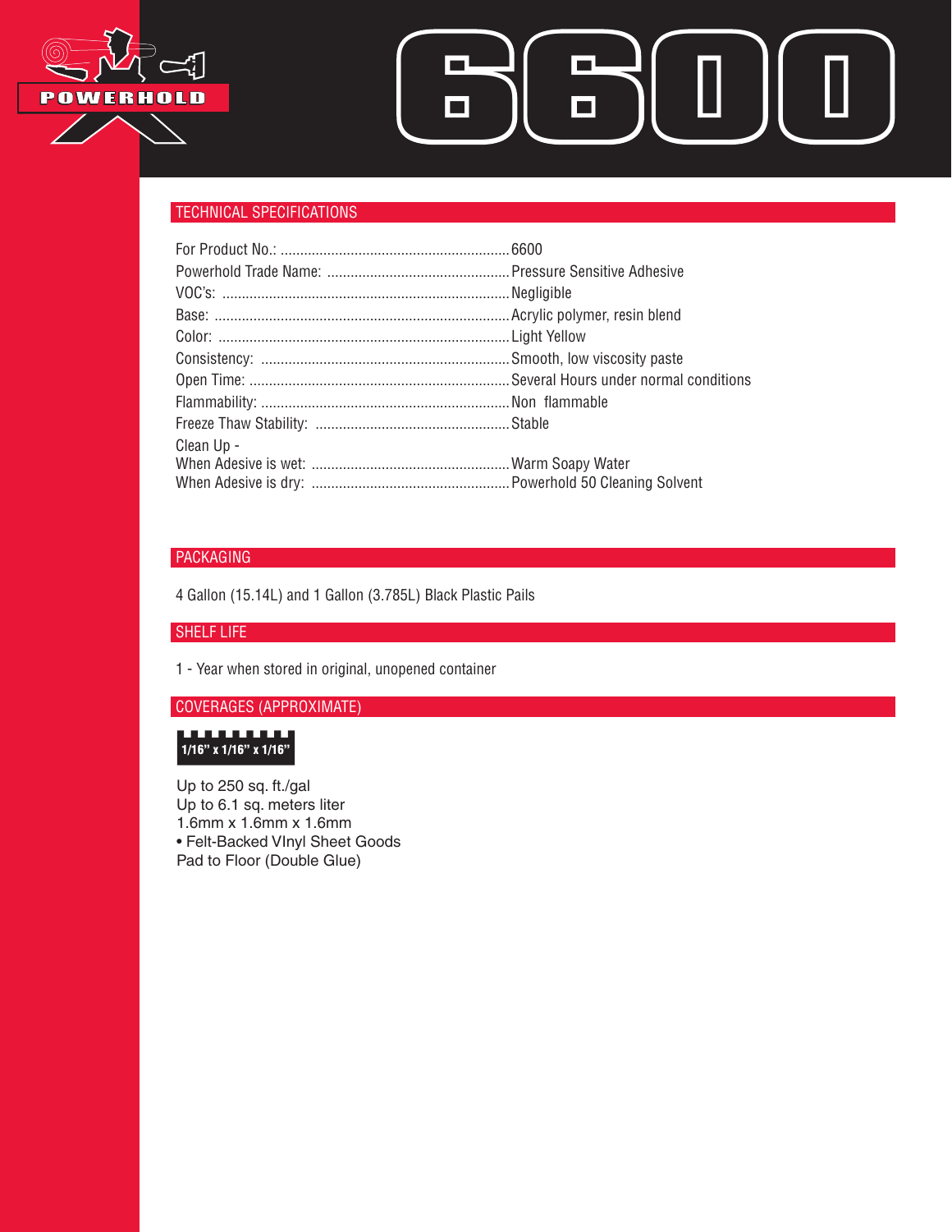POWERHOLD

# 6600

## TECHNICAL SPECIFICATIONS

| | |
|---|---|
| For Product No.: | 6600 |
| Powerhold Trade Name: | Pressure Sensitive Adhesive |
| VOC's: | Negligible |
| Base: | Acrylic polymer, resin blend |
| Color: | Light Yellow |
| Consistency: | Smooth, low viscosity paste |
| Open Time: | Several Hours under normal conditions |
| Flammability: | Non flammable |
| Freeze Thaw Stability: | Stable |
| Clean Up - | |
| When Adesive is wet: | Warm Soapy Water |
| When Adesive is dry: | Powerhold 50 Cleaning Solvent |

## PACKAGING

4 Gallon (15.14L) and 1 Gallon (3.785L) Black Plastic Pails

## SHELF LIFE

1 - Year when stored in original, unopened container

## COVERAGES (APPROXIMATE)

**1/16" x 1/16" x 1/16"**

Up to 250 sq. ft./gal
Up to 6.1 sq. meters liter
1.6mm x 1.6mm x 1.6mm
• Felt-Backed VInyl Sheet Goods
Pad to Floor (Double Glue)